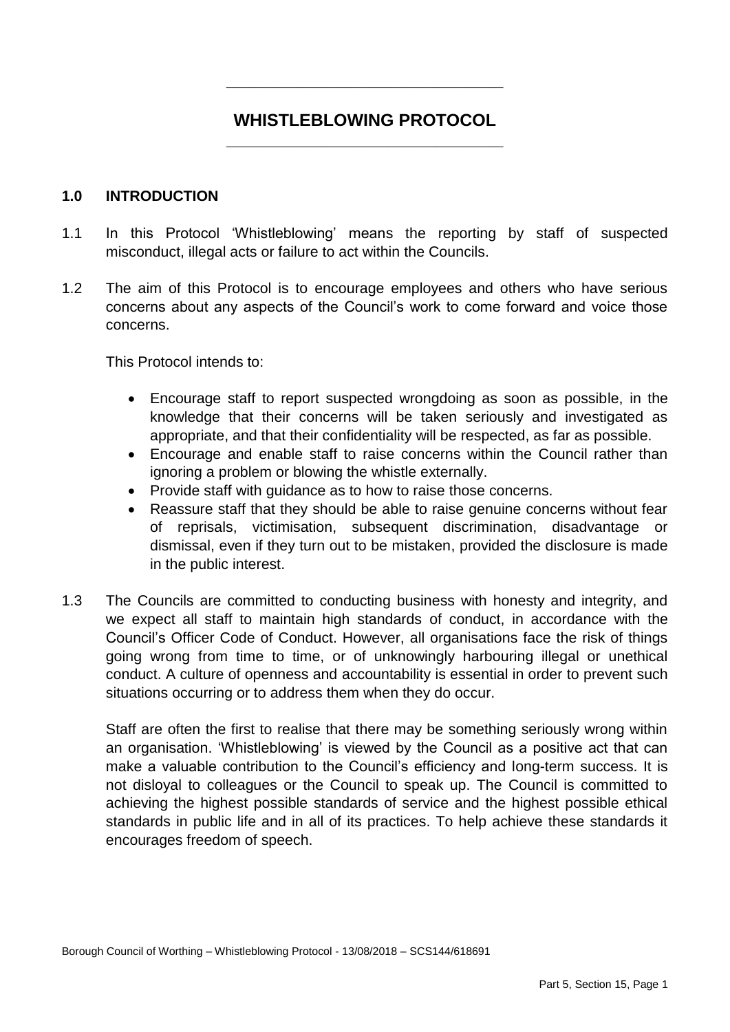# WHISTLEBLOWING PROTOCOL

## 1.0 INTRODUCTION

1.1 In this Protocol 'Whistleblowing' means the reporting by staff of suspected misconduct, illegal acts or failure to act within the Councils.

1.2 The aim of this Protocol is to encourage employees and others who have serious concerns about any aspects of the Council's work to come forward and voice those concerns.

This Protocol intends to:

- Encourage staff to report suspected wrongdoing as soon as possible, in the knowledge that their concerns will be taken seriously and investigated as appropriate, and that their confidentiality will be respected, as far as possible.
- Encourage and enable staff to raise concerns within the Council rather than ignoring a problem or blowing the whistle externally.
- Provide staff with guidance as to how to raise those concerns.
- Reassure staff that they should be able to raise genuine concerns without fear of reprisals, victimisation, subsequent discrimination, disadvantage or dismissal, even if they turn out to be mistaken, provided the disclosure is made in the public interest.

1.3 The Councils are committed to conducting business with honesty and integrity, and we expect all staff to maintain high standards of conduct, in accordance with the Council's Officer Code of Conduct. However, all organisations face the risk of things going wrong from time to time, or of unknowingly harbouring illegal or unethical conduct. A culture of openness and accountability is essential in order to prevent such situations occurring or to address them when they do occur.

Staff are often the first to realise that there may be something seriously wrong within an organisation. 'Whistleblowing' is viewed by the Council as a positive act that can make a valuable contribution to the Council's efficiency and long-term success. It is not disloyal to colleagues or the Council to speak up. The Council is committed to achieving the highest possible standards of service and the highest possible ethical standards in public life and in all of its practices. To help achieve these standards it encourages freedom of speech.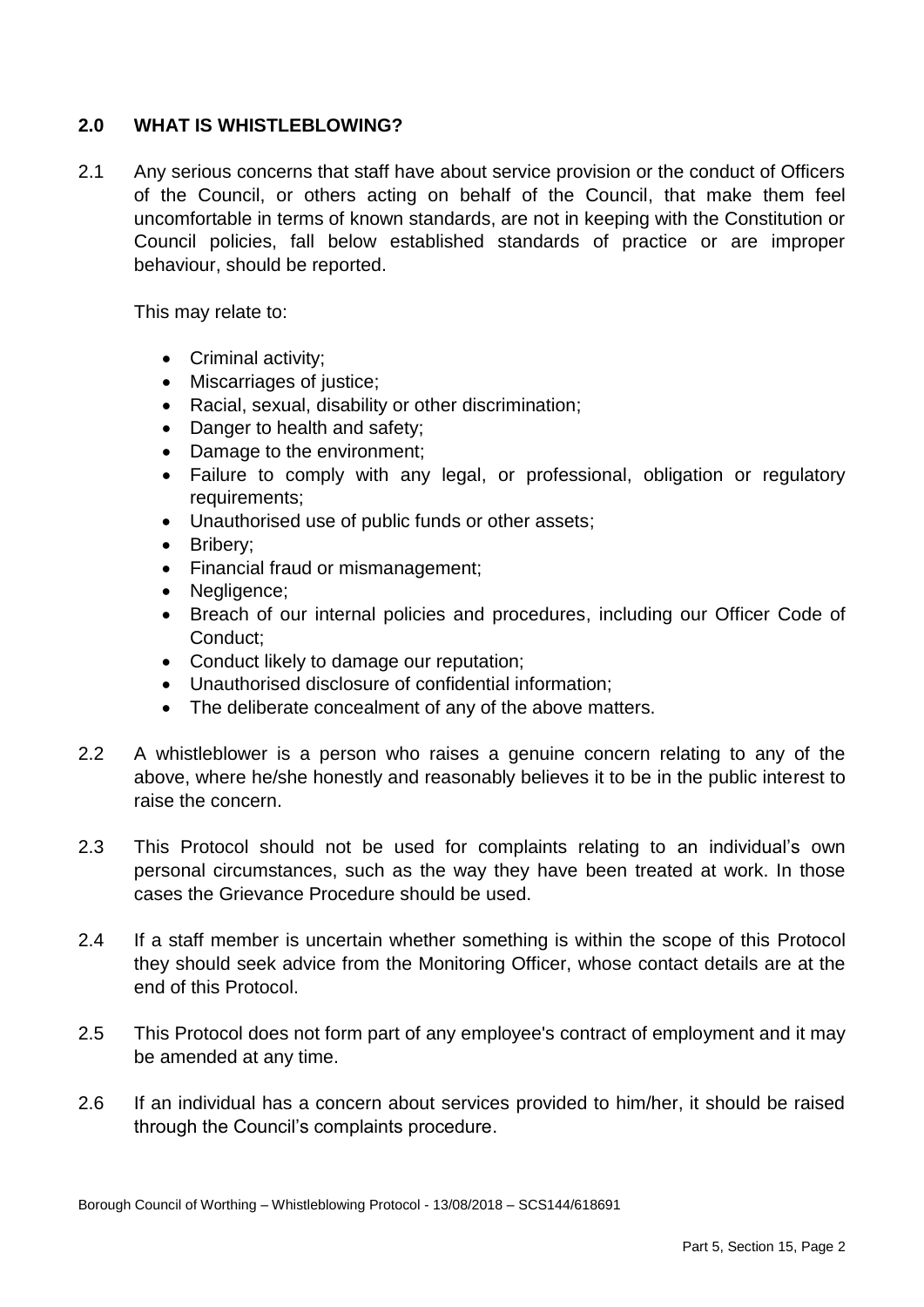## 2.0 WHAT IS WHISTLEBLOWING?

2.1 Any serious concerns that staff have about service provision or the conduct of Officers of the Council, or others acting on behalf of the Council, that make them feel uncomfortable in terms of known standards, are not in keeping with the Constitution or Council policies, fall below established standards of practice or are improper behaviour, should be reported.

This may relate to:

- Criminal activity;
- Miscarriages of justice;
- Racial, sexual, disability or other discrimination;
- Danger to health and safety;
- Damage to the environment;
- Failure to comply with any legal, or professional, obligation or regulatory requirements;
- Unauthorised use of public funds or other assets;
- Bribery;
- Financial fraud or mismanagement;
- Negligence;
- Breach of our internal policies and procedures, including our Officer Code of Conduct;
- Conduct likely to damage our reputation;
- Unauthorised disclosure of confidential information;
- The deliberate concealment of any of the above matters.

2.2 A whistleblower is a person who raises a genuine concern relating to any of the above, where he/she honestly and reasonably believes it to be in the public interest to raise the concern.

2.3 This Protocol should not be used for complaints relating to an individual's own personal circumstances, such as the way they have been treated at work. In those cases the Grievance Procedure should be used.

2.4 If a staff member is uncertain whether something is within the scope of this Protocol they should seek advice from the Monitoring Officer, whose contact details are at the end of this Protocol.

2.5 This Protocol does not form part of any employee's contract of employment and it may be amended at any time.

2.6 If an individual has a concern about services provided to him/her, it should be raised through the Council's complaints procedure.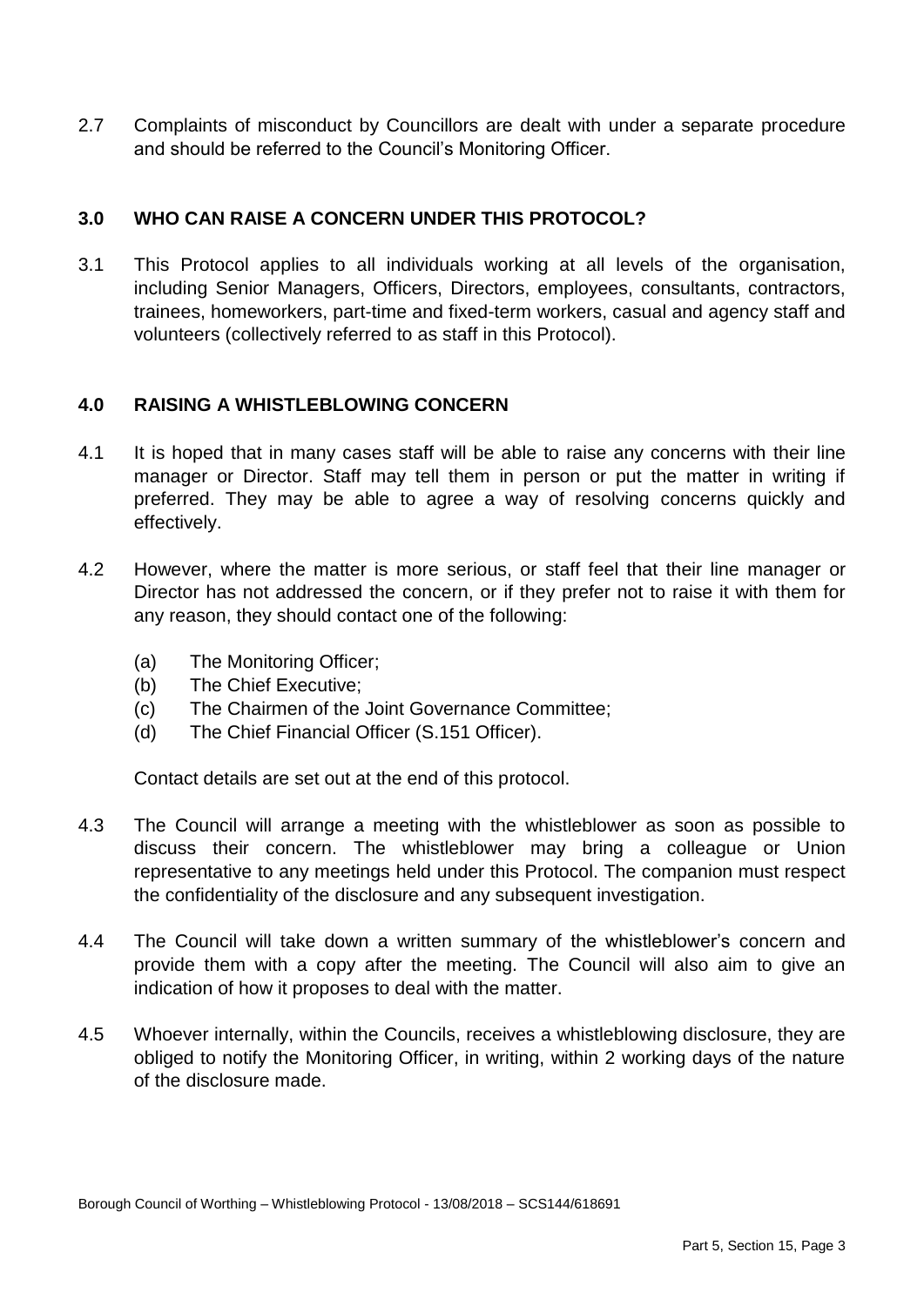2.7 Complaints of misconduct by Councillors are dealt with under a separate procedure and should be referred to the Council's Monitoring Officer.

## 3.0 WHO CAN RAISE A CONCERN UNDER THIS PROTOCOL?

3.1 This Protocol applies to all individuals working at all levels of the organisation, including Senior Managers, Officers, Directors, employees, consultants, contractors, trainees, homeworkers, part-time and fixed-term workers, casual and agency staff and volunteers (collectively referred to as staff in this Protocol).

## 4.0 RAISING A WHISTLEBLOWING CONCERN

4.1 It is hoped that in many cases staff will be able to raise any concerns with their line manager or Director. Staff may tell them in person or put the matter in writing if preferred. They may be able to agree a way of resolving concerns quickly and effectively.

4.2 However, where the matter is more serious, or staff feel that their line manager or Director has not addressed the concern, or if they prefer not to raise it with them for any reason, they should contact one of the following:

- (a) The Monitoring Officer;
- (b) The Chief Executive;
- (c) The Chairmen of the Joint Governance Committee;
- (d) The Chief Financial Officer (S.151 Officer).

Contact details are set out at the end of this protocol.

4.3 The Council will arrange a meeting with the whistleblower as soon as possible to discuss their concern. The whistleblower may bring a colleague or Union representative to any meetings held under this Protocol. The companion must respect the confidentiality of the disclosure and any subsequent investigation.

4.4 The Council will take down a written summary of the whistleblower's concern and provide them with a copy after the meeting. The Council will also aim to give an indication of how it proposes to deal with the matter.

4.5 Whoever internally, within the Councils, receives a whistleblowing disclosure, they are obliged to notify the Monitoring Officer, in writing, within 2 working days of the nature of the disclosure made.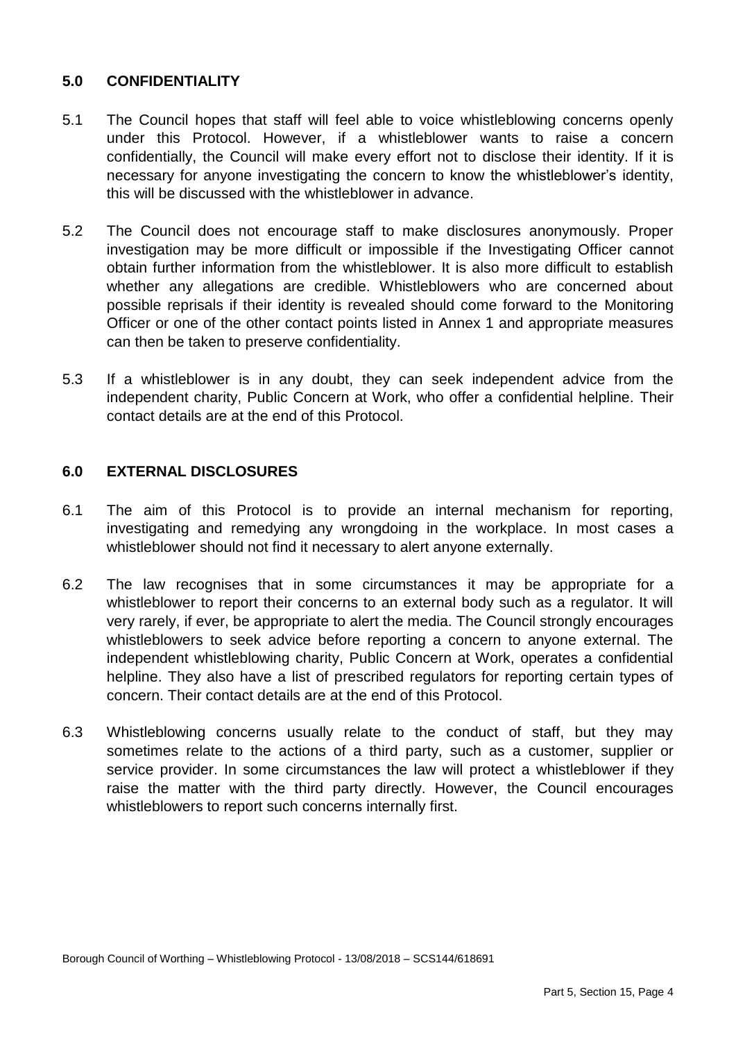## 5.0 CONFIDENTIALITY

5.1 The Council hopes that staff will feel able to voice whistleblowing concerns openly under this Protocol. However, if a whistleblower wants to raise a concern confidentially, the Council will make every effort not to disclose their identity. If it is necessary for anyone investigating the concern to know the whistleblower's identity, this will be discussed with the whistleblower in advance.

5.2 The Council does not encourage staff to make disclosures anonymously. Proper investigation may be more difficult or impossible if the Investigating Officer cannot obtain further information from the whistleblower. It is also more difficult to establish whether any allegations are credible. Whistleblowers who are concerned about possible reprisals if their identity is revealed should come forward to the Monitoring Officer or one of the other contact points listed in Annex 1 and appropriate measures can then be taken to preserve confidentiality.

5.3 If a whistleblower is in any doubt, they can seek independent advice from the independent charity, Public Concern at Work, who offer a confidential helpline. Their contact details are at the end of this Protocol.

## 6.0 EXTERNAL DISCLOSURES

6.1 The aim of this Protocol is to provide an internal mechanism for reporting, investigating and remedying any wrongdoing in the workplace. In most cases a whistleblower should not find it necessary to alert anyone externally.

6.2 The law recognises that in some circumstances it may be appropriate for a whistleblower to report their concerns to an external body such as a regulator. It will very rarely, if ever, be appropriate to alert the media. The Council strongly encourages whistleblowers to seek advice before reporting a concern to anyone external. The independent whistleblowing charity, Public Concern at Work, operates a confidential helpline. They also have a list of prescribed regulators for reporting certain types of concern. Their contact details are at the end of this Protocol.

6.3 Whistleblowing concerns usually relate to the conduct of staff, but they may sometimes relate to the actions of a third party, such as a customer, supplier or service provider. In some circumstances the law will protect a whistleblower if they raise the matter with the third party directly. However, the Council encourages whistleblowers to report such concerns internally first.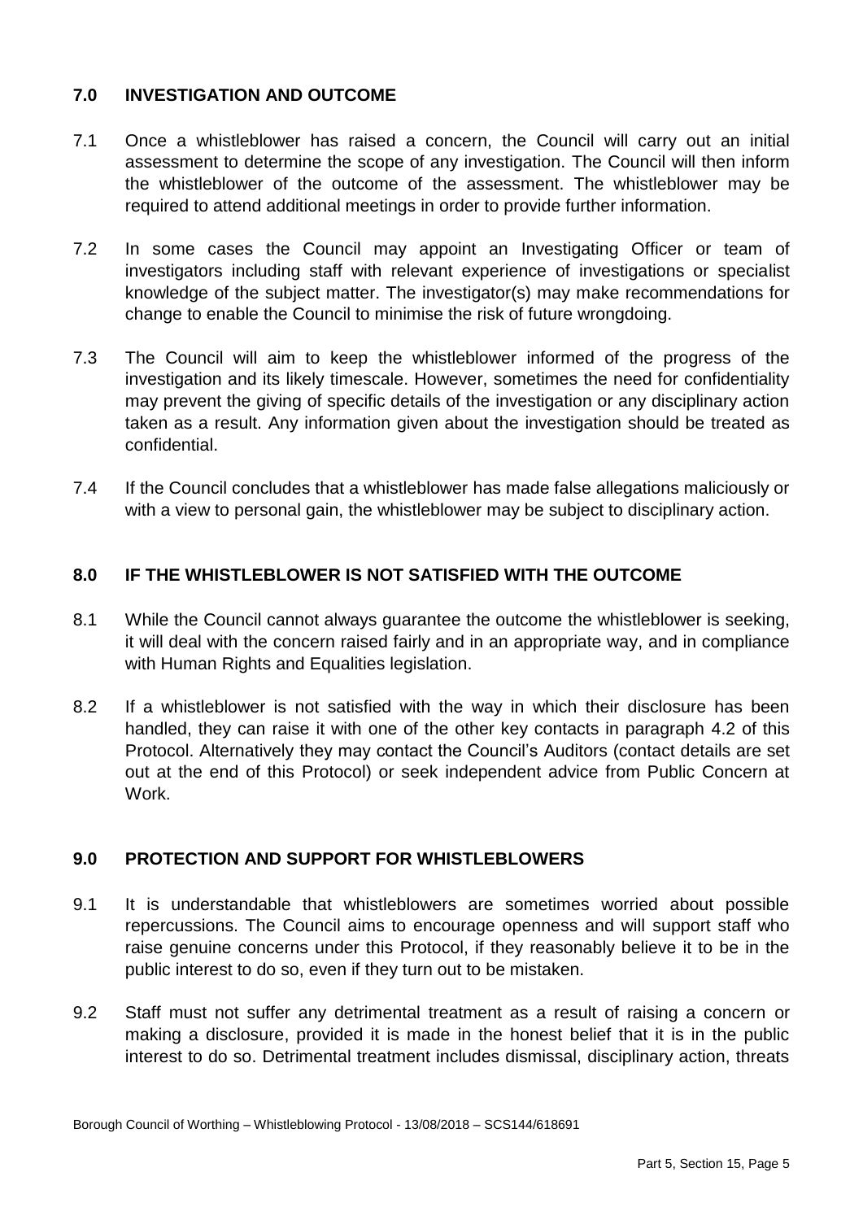## 7.0 INVESTIGATION AND OUTCOME

7.1 Once a whistleblower has raised a concern, the Council will carry out an initial assessment to determine the scope of any investigation. The Council will then inform the whistleblower of the outcome of the assessment. The whistleblower may be required to attend additional meetings in order to provide further information.

7.2 In some cases the Council may appoint an Investigating Officer or team of investigators including staff with relevant experience of investigations or specialist knowledge of the subject matter. The investigator(s) may make recommendations for change to enable the Council to minimise the risk of future wrongdoing.

7.3 The Council will aim to keep the whistleblower informed of the progress of the investigation and its likely timescale. However, sometimes the need for confidentiality may prevent the giving of specific details of the investigation or any disciplinary action taken as a result. Any information given about the investigation should be treated as confidential.

7.4 If the Council concludes that a whistleblower has made false allegations maliciously or with a view to personal gain, the whistleblower may be subject to disciplinary action.

## 8.0 IF THE WHISTLEBLOWER IS NOT SATISFIED WITH THE OUTCOME

8.1 While the Council cannot always guarantee the outcome the whistleblower is seeking, it will deal with the concern raised fairly and in an appropriate way, and in compliance with Human Rights and Equalities legislation.

8.2 If a whistleblower is not satisfied with the way in which their disclosure has been handled, they can raise it with one of the other key contacts in paragraph 4.2 of this Protocol. Alternatively they may contact the Council's Auditors (contact details are set out at the end of this Protocol) or seek independent advice from Public Concern at Work.

## 9.0 PROTECTION AND SUPPORT FOR WHISTLEBLOWERS

9.1 It is understandable that whistleblowers are sometimes worried about possible repercussions. The Council aims to encourage openness and will support staff who raise genuine concerns under this Protocol, if they reasonably believe it to be in the public interest to do so, even if they turn out to be mistaken.

9.2 Staff must not suffer any detrimental treatment as a result of raising a concern or making a disclosure, provided it is made in the honest belief that it is in the public interest to do so. Detrimental treatment includes dismissal, disciplinary action, threats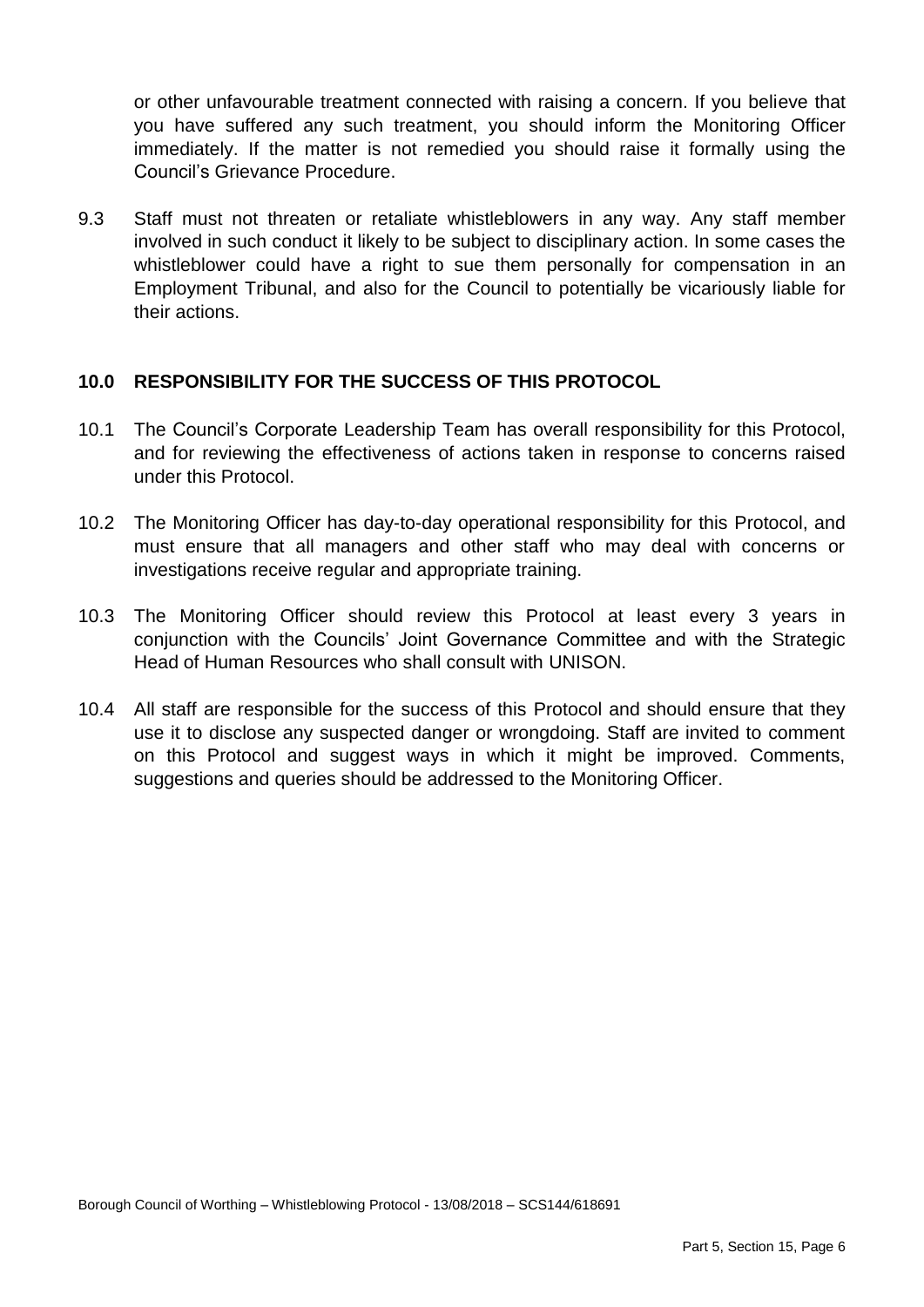or other unfavourable treatment connected with raising a concern. If you believe that you have suffered any such treatment, you should inform the Monitoring Officer immediately. If the matter is not remedied you should raise it formally using the Council's Grievance Procedure.

9.3 Staff must not threaten or retaliate whistleblowers in any way. Any staff member involved in such conduct it likely to be subject to disciplinary action. In some cases the whistleblower could have a right to sue them personally for compensation in an Employment Tribunal, and also for the Council to potentially be vicariously liable for their actions.

## 10.0 RESPONSIBILITY FOR THE SUCCESS OF THIS PROTOCOL

10.1 The Council's Corporate Leadership Team has overall responsibility for this Protocol, and for reviewing the effectiveness of actions taken in response to concerns raised under this Protocol.

10.2 The Monitoring Officer has day-to-day operational responsibility for this Protocol, and must ensure that all managers and other staff who may deal with concerns or investigations receive regular and appropriate training.

10.3 The Monitoring Officer should review this Protocol at least every 3 years in conjunction with the Councils' Joint Governance Committee and with the Strategic Head of Human Resources who shall consult with UNISON.

10.4 All staff are responsible for the success of this Protocol and should ensure that they use it to disclose any suspected danger or wrongdoing. Staff are invited to comment on this Protocol and suggest ways in which it might be improved. Comments, suggestions and queries should be addressed to the Monitoring Officer.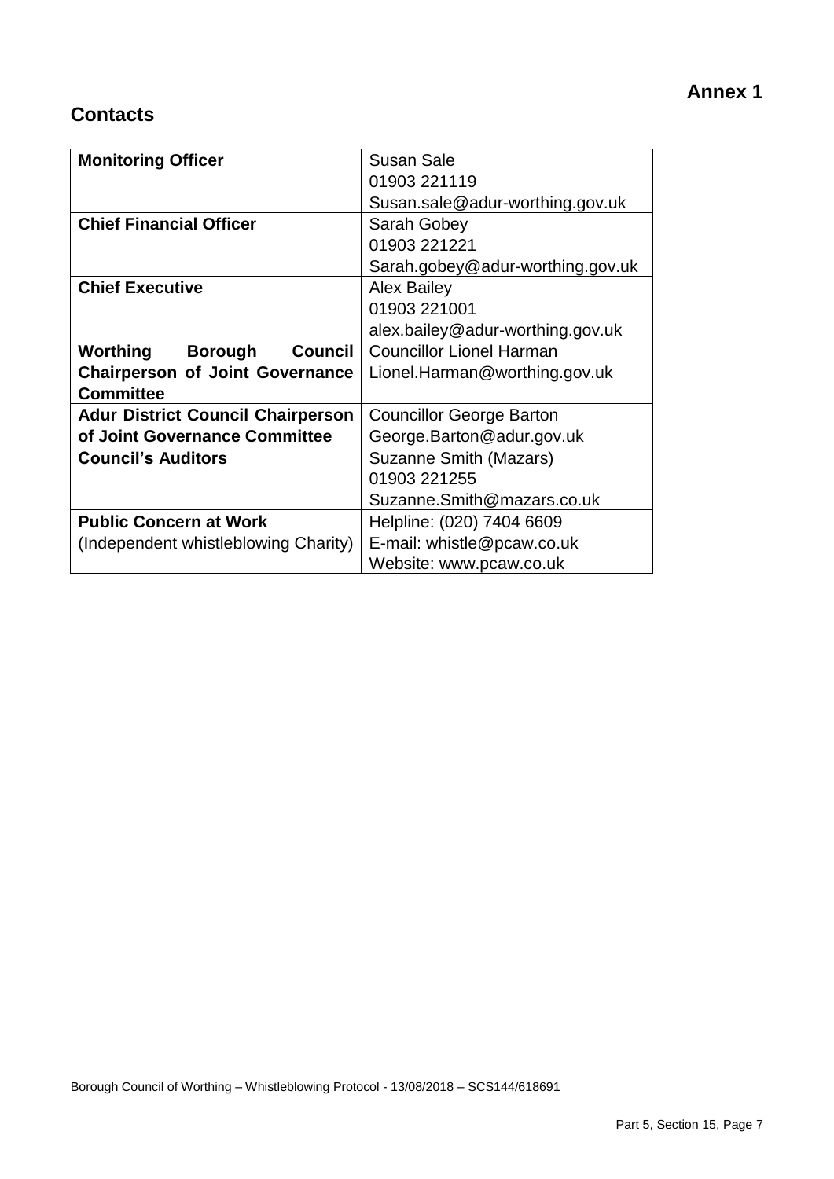**Annex 1**

## Contacts

| | |
|---|---|
| **Monitoring Officer** | Susan Sale<br>01903 221119<br>Susan.sale@adur-worthing.gov.uk |
| **Chief Financial Officer** | Sarah Gobey<br>01903 221221<br>Sarah.gobey@adur-worthing.gov.uk |
| **Chief Executive** | Alex Bailey<br>01903 221001<br>alex.bailey@adur-worthing.gov.uk |
| **Worthing Borough Council Chairperson of Joint Governance Committee** | Councillor Lionel Harman<br>Lionel.Harman@worthing.gov.uk |
| **Adur District Council Chairperson of Joint Governance Committee** | Councillor George Barton<br>George.Barton@adur.gov.uk |
| **Council's Auditors** | Suzanne Smith (Mazars)<br>01903 221255<br>Suzanne.Smith@mazars.co.uk |
| **Public Concern at Work**<br>(Independent whistleblowing Charity) | Helpline: (020) 7404 6609<br>E-mail: whistle@pcaw.co.uk<br>Website: www.pcaw.co.uk |